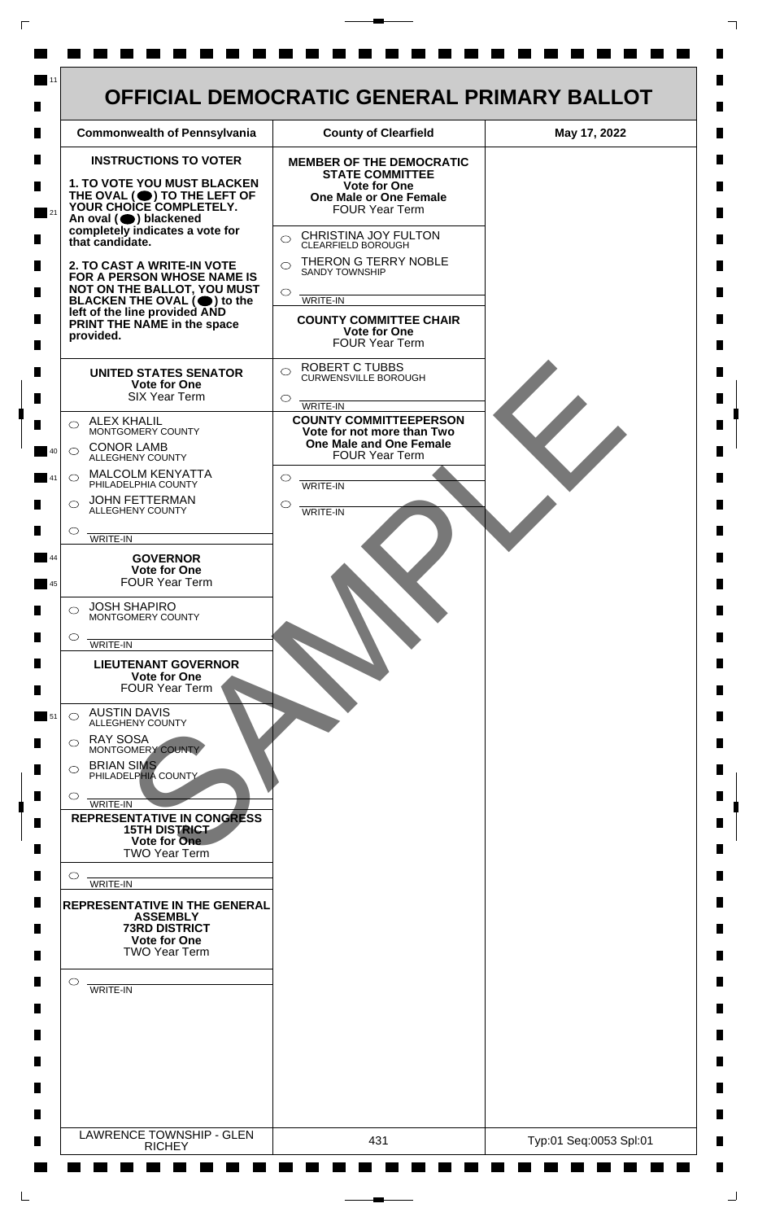# OFFICIAL DEMOCRATIC GENERAL PRIMARY BALLOT

| Commonwealth of Pennsylvania | County of Clearfield | May 17, 2022 |
|---|---|---|

## INSTRUCTIONS TO VOTER

**1. TO VOTE YOU MUST BLACKEN THE OVAL (⬤) TO THE LEFT OF YOUR CHOICE COMPLETELY.** An oval (⬤) blackened completely indicates a vote for that candidate.

**2. TO CAST A WRITE-IN VOTE FOR A PERSON WHOSE NAME IS NOT ON THE BALLOT, YOU MUST BLACKEN THE OVAL (⬤) to the left of the line provided AND PRINT THE NAME in the space provided.**

### UNITED STATES SENATOR
**Vote for One**
SIX Year Term

- ○ ALEX KHALIL — MONTGOMERY COUNTY
- ○ CONOR LAMB — ALLEGHENY COUNTY
- ○ MALCOLM KENYATTA — PHILADELPHIA COUNTY
- ○ JOHN FETTERMAN — ALLEGHENY COUNTY
- ○ ______ WRITE-IN

### GOVERNOR
**Vote for One**
FOUR Year Term

- ○ JOSH SHAPIRO — MONTGOMERY COUNTY
- ○ ______ WRITE-IN

### LIEUTENANT GOVERNOR
**Vote for One**
FOUR Year Term

- ○ AUSTIN DAVIS — ALLEGHENY COUNTY
- ○ RAY SOSA — MONTGOMERY COUNTY
- ○ BRIAN SIMS — PHILADELPHIA COUNTY
- ○ ______ WRITE-IN

### REPRESENTATIVE IN CONGRESS
**15TH DISTRICT**
**Vote for One**
TWO Year Term

- ○ ______ WRITE-IN

### REPRESENTATIVE IN THE GENERAL ASSEMBLY
**73RD DISTRICT**
**Vote for One**
TWO Year Term

- ○ ______ WRITE-IN

### MEMBER OF THE DEMOCRATIC STATE COMMITTEE
**Vote for One**
**One Male or One Female**
FOUR Year Term

- ○ CHRISTINA JOY FULTON — CLEARFIELD BOROUGH
- ○ THERON G TERRY NOBLE — SANDY TOWNSHIP
- ○ ______ WRITE-IN

### COUNTY COMMITTEE CHAIR
**Vote for One**
FOUR Year Term

- ○ ROBERT C TUBBS — CURWENSVILLE BOROUGH
- ○ ______ WRITE-IN

### COUNTY COMMITTEEPERSON
**Vote for not more than Two**
**One Male and One Female**
FOUR Year Term

- ○ ______ WRITE-IN
- ○ ______ WRITE-IN

SAMPLE

| LAWRENCE TOWNSHIP - GLEN RICHEY | 431 | Typ:01 Seq:0053 Spl:01 |
|---|---|---|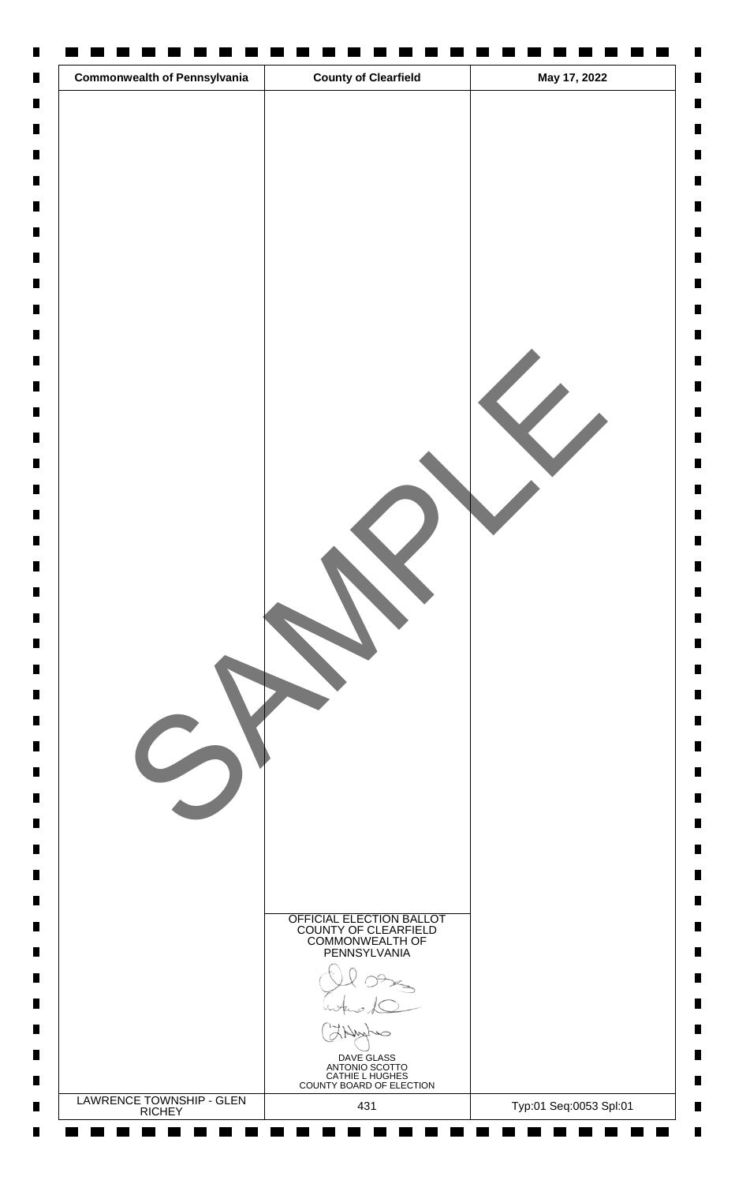| Commonwealth of Pennsylvania | County of Clearfield | May 17, 2022 |
|---|---|---|
| | OFFICIAL ELECTION BALLOT<br>COUNTY OF CLEARFIELD<br>COMMONWEALTH OF PENNSYLVANIA<br><br>DAVE GLASS<br>ANTONIO SCOTTO<br>CATHIE L HUGHES<br>COUNTY BOARD OF ELECTION | |
| LAWRENCE TOWNSHIP - GLEN RICHEY | 431 | Typ:01 Seq:0053 Spl:01 |

SAMPLE